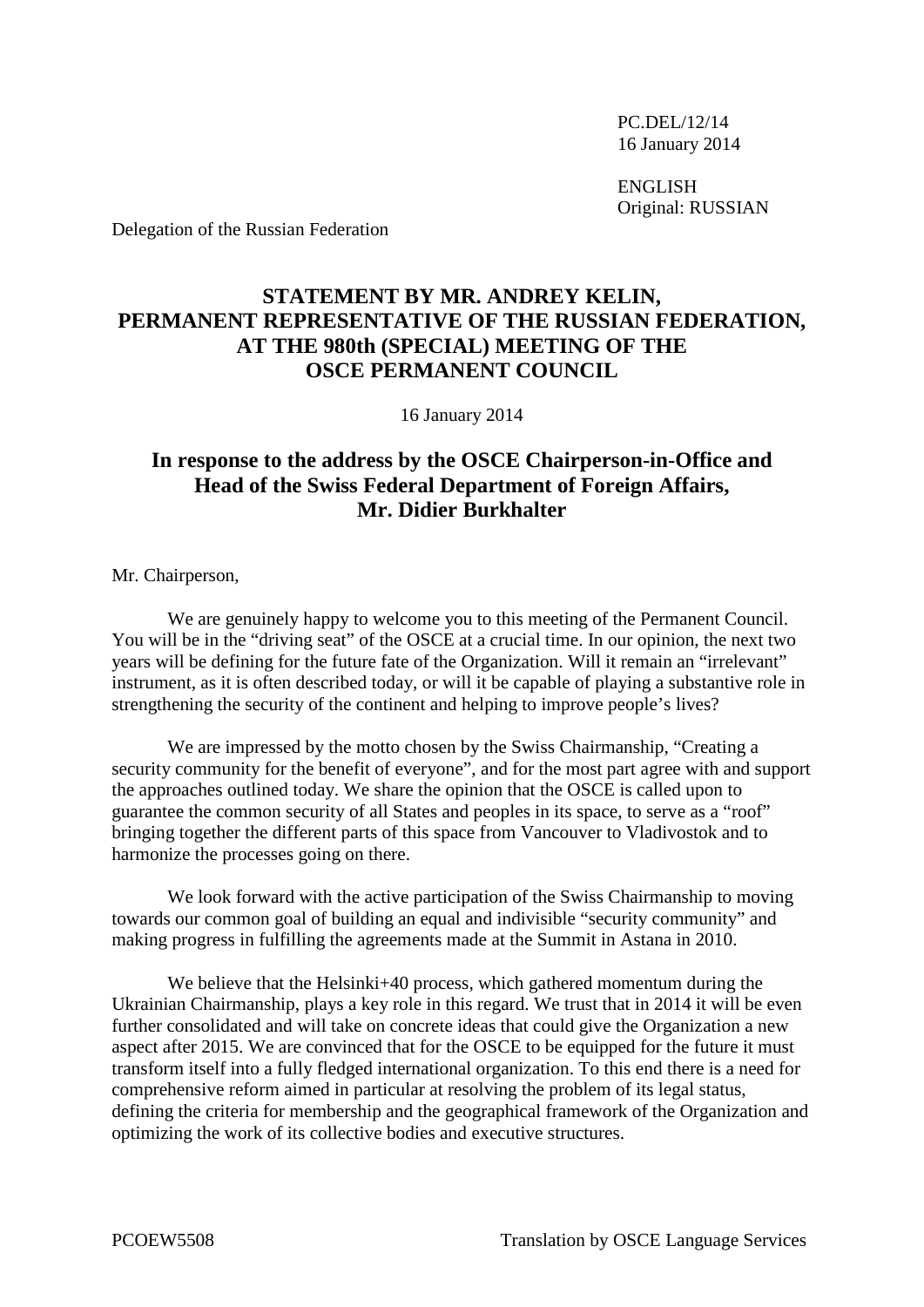PC.DEL/12/14
16 January 2014

ENGLISH
Original: RUSSIAN

Delegation of the Russian Federation

# STATEMENT BY MR. ANDREY KELIN, PERMANENT REPRESENTATIVE OF THE RUSSIAN FEDERATION, AT THE 980th (SPECIAL) MEETING OF THE OSCE PERMANENT COUNCIL

16 January 2014

## In response to the address by the OSCE Chairperson-in-Office and Head of the Swiss Federal Department of Foreign Affairs, Mr. Didier Burkhalter

Mr. Chairperson,

We are genuinely happy to welcome you to this meeting of the Permanent Council. You will be in the "driving seat" of the OSCE at a crucial time. In our opinion, the next two years will be defining for the future fate of the Organization. Will it remain an "irrelevant" instrument, as it is often described today, or will it be capable of playing a substantive role in strengthening the security of the continent and helping to improve people's lives?

We are impressed by the motto chosen by the Swiss Chairmanship, "Creating a security community for the benefit of everyone", and for the most part agree with and support the approaches outlined today. We share the opinion that the OSCE is called upon to guarantee the common security of all States and peoples in its space, to serve as a "roof" bringing together the different parts of this space from Vancouver to Vladivostok and to harmonize the processes going on there.

We look forward with the active participation of the Swiss Chairmanship to moving towards our common goal of building an equal and indivisible "security community" and making progress in fulfilling the agreements made at the Summit in Astana in 2010.

We believe that the Helsinki+40 process, which gathered momentum during the Ukrainian Chairmanship, plays a key role in this regard. We trust that in 2014 it will be even further consolidated and will take on concrete ideas that could give the Organization a new aspect after 2015. We are convinced that for the OSCE to be equipped for the future it must transform itself into a fully fledged international organization. To this end there is a need for comprehensive reform aimed in particular at resolving the problem of its legal status, defining the criteria for membership and the geographical framework of the Organization and optimizing the work of its collective bodies and executive structures.

PCOEW5508 Translation by OSCE Language Services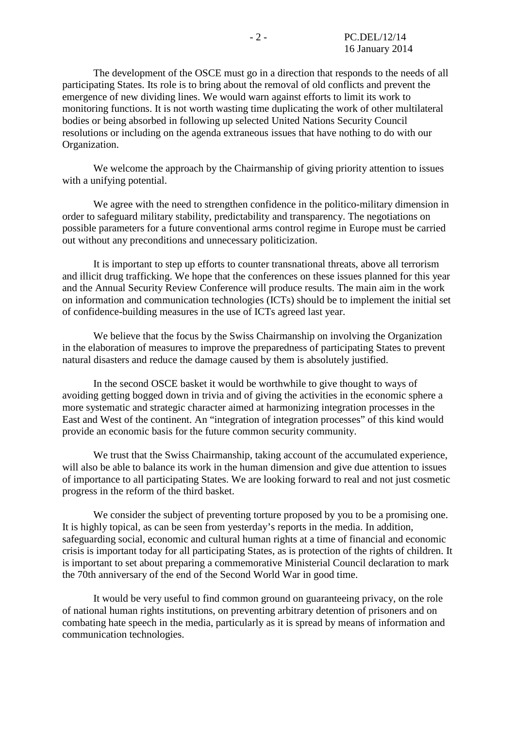The development of the OSCE must go in a direction that responds to the needs of all participating States. Its role is to bring about the removal of old conflicts and prevent the emergence of new dividing lines. We would warn against efforts to limit its work to monitoring functions. It is not worth wasting time duplicating the work of other multilateral bodies or being absorbed in following up selected United Nations Security Council resolutions or including on the agenda extraneous issues that have nothing to do with our Organization.

We welcome the approach by the Chairmanship of giving priority attention to issues with a unifying potential.

We agree with the need to strengthen confidence in the politico-military dimension in order to safeguard military stability, predictability and transparency. The negotiations on possible parameters for a future conventional arms control regime in Europe must be carried out without any preconditions and unnecessary politicization.

It is important to step up efforts to counter transnational threats, above all terrorism and illicit drug trafficking. We hope that the conferences on these issues planned for this year and the Annual Security Review Conference will produce results. The main aim in the work on information and communication technologies (ICTs) should be to implement the initial set of confidence-building measures in the use of ICTs agreed last year.

We believe that the focus by the Swiss Chairmanship on involving the Organization in the elaboration of measures to improve the preparedness of participating States to prevent natural disasters and reduce the damage caused by them is absolutely justified.

In the second OSCE basket it would be worthwhile to give thought to ways of avoiding getting bogged down in trivia and of giving the activities in the economic sphere a more systematic and strategic character aimed at harmonizing integration processes in the East and West of the continent. An "integration of integration processes" of this kind would provide an economic basis for the future common security community.

We trust that the Swiss Chairmanship, taking account of the accumulated experience, will also be able to balance its work in the human dimension and give due attention to issues of importance to all participating States. We are looking forward to real and not just cosmetic progress in the reform of the third basket.

We consider the subject of preventing torture proposed by you to be a promising one. It is highly topical, as can be seen from yesterday's reports in the media. In addition, safeguarding social, economic and cultural human rights at a time of financial and economic crisis is important today for all participating States, as is protection of the rights of children. It is important to set about preparing a commemorative Ministerial Council declaration to mark the 70th anniversary of the end of the Second World War in good time.

It would be very useful to find common ground on guaranteeing privacy, on the role of national human rights institutions, on preventing arbitrary detention of prisoners and on combating hate speech in the media, particularly as it is spread by means of information and communication technologies.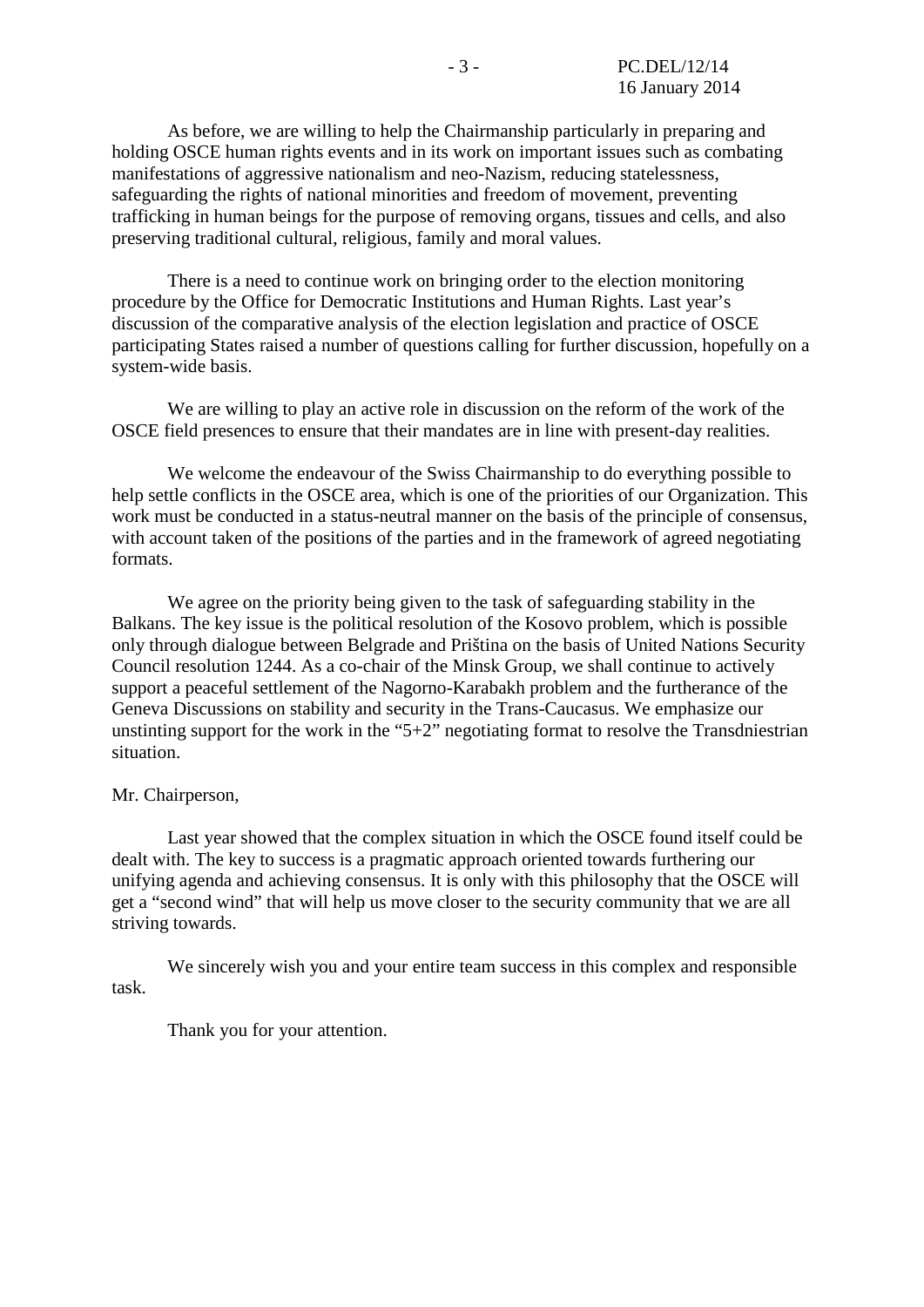As before, we are willing to help the Chairmanship particularly in preparing and holding OSCE human rights events and in its work on important issues such as combating manifestations of aggressive nationalism and neo-Nazism, reducing statelessness, safeguarding the rights of national minorities and freedom of movement, preventing trafficking in human beings for the purpose of removing organs, tissues and cells, and also preserving traditional cultural, religious, family and moral values.

There is a need to continue work on bringing order to the election monitoring procedure by the Office for Democratic Institutions and Human Rights. Last year's discussion of the comparative analysis of the election legislation and practice of OSCE participating States raised a number of questions calling for further discussion, hopefully on a system-wide basis.

We are willing to play an active role in discussion on the reform of the work of the OSCE field presences to ensure that their mandates are in line with present-day realities.

We welcome the endeavour of the Swiss Chairmanship to do everything possible to help settle conflicts in the OSCE area, which is one of the priorities of our Organization. This work must be conducted in a status-neutral manner on the basis of the principle of consensus, with account taken of the positions of the parties and in the framework of agreed negotiating formats.

We agree on the priority being given to the task of safeguarding stability in the Balkans. The key issue is the political resolution of the Kosovo problem, which is possible only through dialogue between Belgrade and Priština on the basis of United Nations Security Council resolution 1244. As a co-chair of the Minsk Group, we shall continue to actively support a peaceful settlement of the Nagorno-Karabakh problem and the furtherance of the Geneva Discussions on stability and security in the Trans-Caucasus. We emphasize our unstinting support for the work in the "5+2" negotiating format to resolve the Transdniestrian situation.

Mr. Chairperson,

Last year showed that the complex situation in which the OSCE found itself could be dealt with. The key to success is a pragmatic approach oriented towards furthering our unifying agenda and achieving consensus. It is only with this philosophy that the OSCE will get a "second wind" that will help us move closer to the security community that we are all striving towards.

We sincerely wish you and your entire team success in this complex and responsible task.

Thank you for your attention.